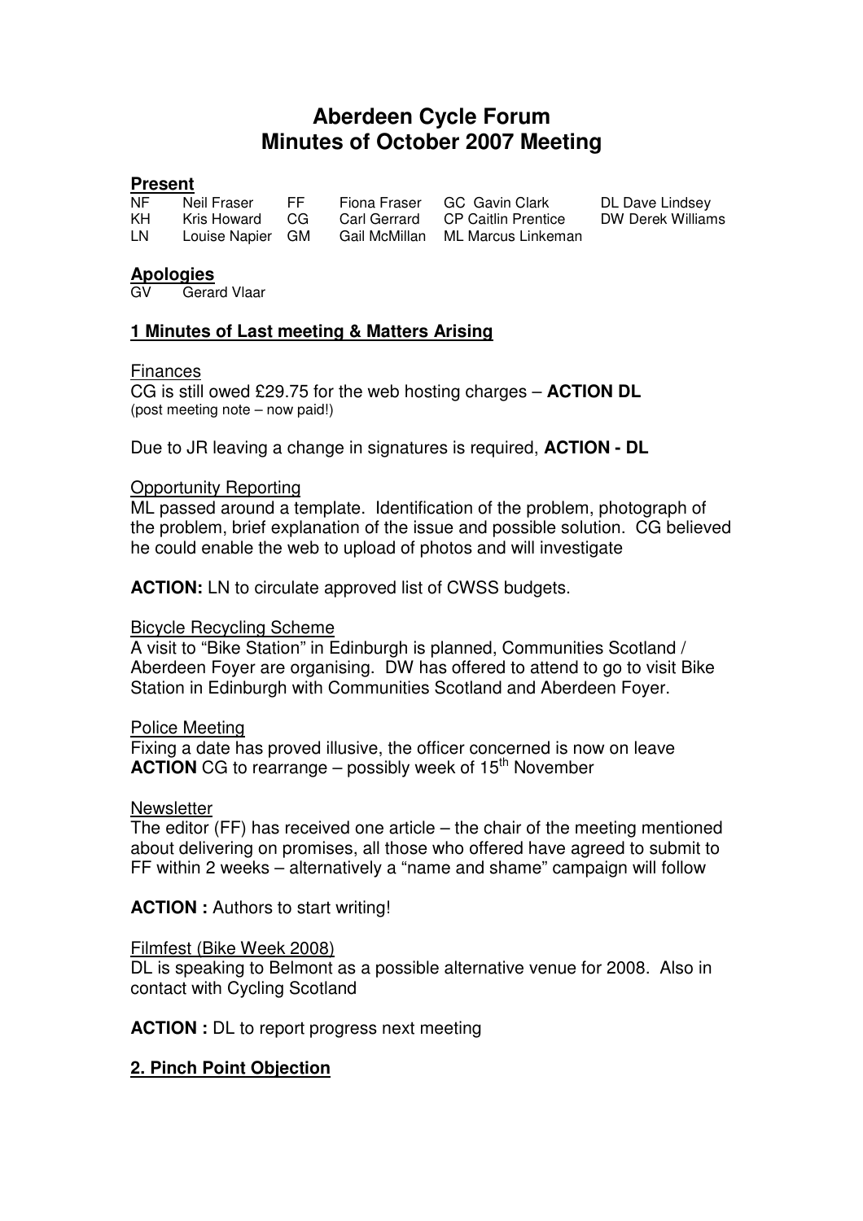# Aberdeen Cycle Forum
# Minutes of October 2007 Meeting

## Present

| | | | | | |
|---|---|---|---|---|---|
| NF | Neil Fraser | FF | Fiona Fraser | GC Gavin Clark | DL Dave Lindsey |
| KH | Kris Howard | CG | Carl Gerrard | CP Caitlin Prentice | DW Derek Williams |
| LN | Louise Napier | GM | Gail McMillan | ML Marcus Linkeman | |

## Apologies

GV Gerard Vlaar

## 1 Minutes of Last meeting & Matters Arising

Finances

CG is still owed £29.75 for the web hosting charges – **ACTION DL**
(post meeting note – now paid!)

Due to JR leaving a change in signatures is required, **ACTION - DL**

Opportunity Reporting

ML passed around a template. Identification of the problem, photograph of the problem, brief explanation of the issue and possible solution. CG believed he could enable the web to upload of photos and will investigate

**ACTION:** LN to circulate approved list of CWSS budgets.

Bicycle Recycling Scheme

A visit to "Bike Station" in Edinburgh is planned, Communities Scotland / Aberdeen Foyer are organising. DW has offered to attend to go to visit Bike Station in Edinburgh with Communities Scotland and Aberdeen Foyer.

Police Meeting

Fixing a date has proved illusive, the officer concerned is now on leave
**ACTION** CG to rearrange – possibly week of 15th November

Newsletter

The editor (FF) has received one article – the chair of the meeting mentioned about delivering on promises, all those who offered have agreed to submit to FF within 2 weeks – alternatively a "name and shame" campaign will follow

**ACTION :** Authors to start writing!

Filmfest (Bike Week 2008)

DL is speaking to Belmont as a possible alternative venue for 2008. Also in contact with Cycling Scotland

**ACTION :** DL to report progress next meeting

## 2. Pinch Point Objection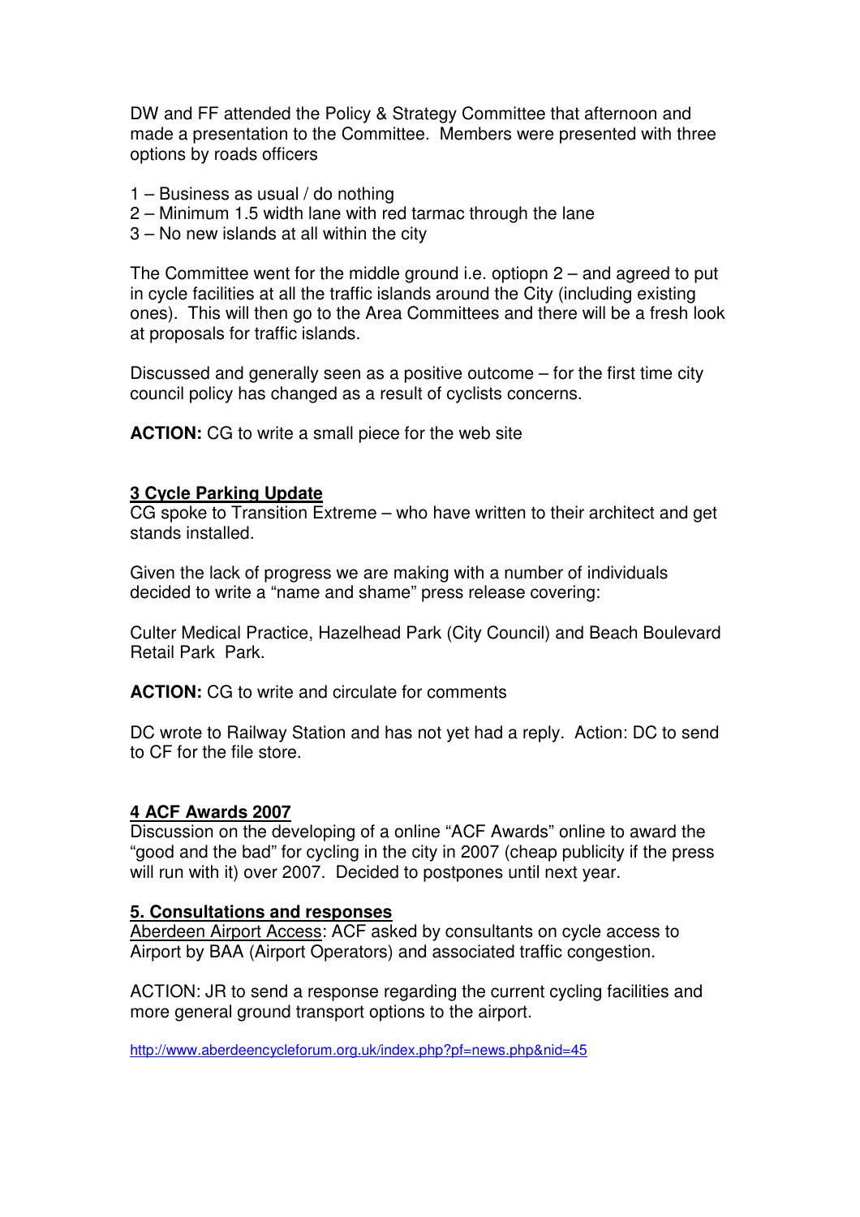DW and FF attended the Policy & Strategy Committee that afternoon and made a presentation to the Committee. Members were presented with three options by roads officers

1 – Business as usual / do nothing
2 – Minimum 1.5 width lane with red tarmac through the lane
3 – No new islands at all within the city

The Committee went for the middle ground i.e. optiopn 2 – and agreed to put in cycle facilities at all the traffic islands around the City (including existing ones). This will then go to the Area Committees and there will be a fresh look at proposals for traffic islands.

Discussed and generally seen as a positive outcome – for the first time city council policy has changed as a result of cyclists concerns.

**ACTION:** CG to write a small piece for the web site

## 3 Cycle Parking Update

CG spoke to Transition Extreme – who have written to their architect and get stands installed.

Given the lack of progress we are making with a number of individuals decided to write a "name and shame" press release covering:

Culter Medical Practice, Hazelhead Park (City Council) and Beach Boulevard Retail Park Park.

**ACTION:** CG to write and circulate for comments

DC wrote to Railway Station and has not yet had a reply. Action: DC to send to CF for the file store.

## 4 ACF Awards 2007

Discussion on the developing of a online "ACF Awards" online to award the "good and the bad" for cycling in the city in 2007 (cheap publicity if the press will run with it) over 2007. Decided to postpones until next year.

## 5. Consultations and responses

Aberdeen Airport Access: ACF asked by consultants on cycle access to Airport by BAA (Airport Operators) and associated traffic congestion.

ACTION: JR to send a response regarding the current cycling facilities and more general ground transport options to the airport.

http://www.aberdeencycleforum.org.uk/index.php?pf=news.php&nid=45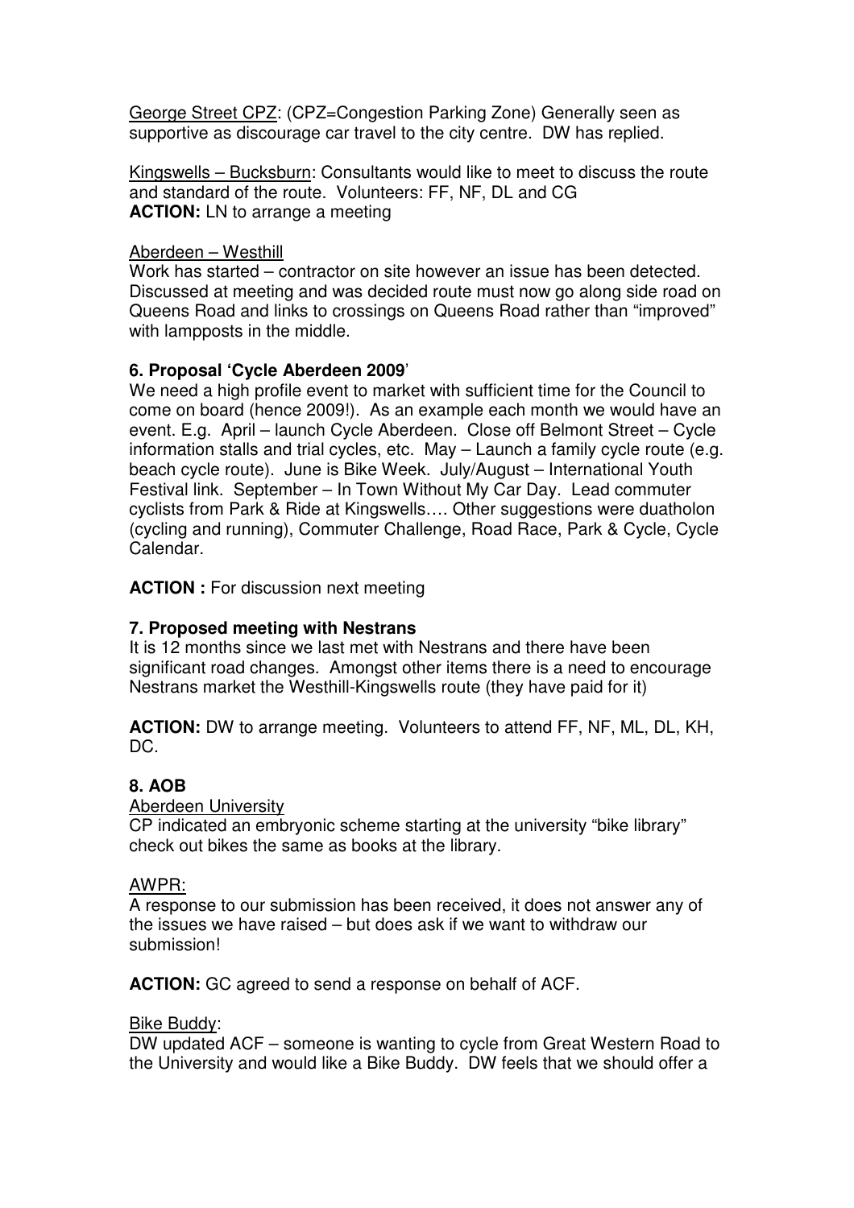<u>George Street CPZ</u>: (CPZ=Congestion Parking Zone) Generally seen as supportive as discourage car travel to the city centre. DW has replied.

<u>Kingswells – Bucksburn</u>: Consultants would like to meet to discuss the route and standard of the route. Volunteers: FF, NF, DL and CG
**ACTION:** LN to arrange a meeting

<u>Aberdeen – Westhill</u>
Work has started – contractor on site however an issue has been detected. Discussed at meeting and was decided route must now go along side road on Queens Road and links to crossings on Queens Road rather than "improved" with lampposts in the middle.

**6. Proposal 'Cycle Aberdeen 2009'**
We need a high profile event to market with sufficient time for the Council to come on board (hence 2009!). As an example each month we would have an event. E.g. April – launch Cycle Aberdeen. Close off Belmont Street – Cycle information stalls and trial cycles, etc. May – Launch a family cycle route (e.g. beach cycle route). June is Bike Week. July/August – International Youth Festival link. September – In Town Without My Car Day. Lead commuter cyclists from Park & Ride at Kingswells…. Other suggestions were duatholon (cycling and running), Commuter Challenge, Road Race, Park & Cycle, Cycle Calendar.

**ACTION :** For discussion next meeting

**7. Proposed meeting with Nestrans**
It is 12 months since we last met with Nestrans and there have been significant road changes. Amongst other items there is a need to encourage Nestrans market the Westhill-Kingswells route (they have paid for it)

**ACTION:** DW to arrange meeting. Volunteers to attend FF, NF, ML, DL, KH, DC.

**8. AOB**
<u>Aberdeen University</u>
CP indicated an embryonic scheme starting at the university "bike library" check out bikes the same as books at the library.

<u>AWPR:</u>
A response to our submission has been received, it does not answer any of the issues we have raised – but does ask if we want to withdraw our submission!

**ACTION:** GC agreed to send a response on behalf of ACF.

<u>Bike Buddy</u>:
DW updated ACF – someone is wanting to cycle from Great Western Road to the University and would like a Bike Buddy. DW feels that we should offer a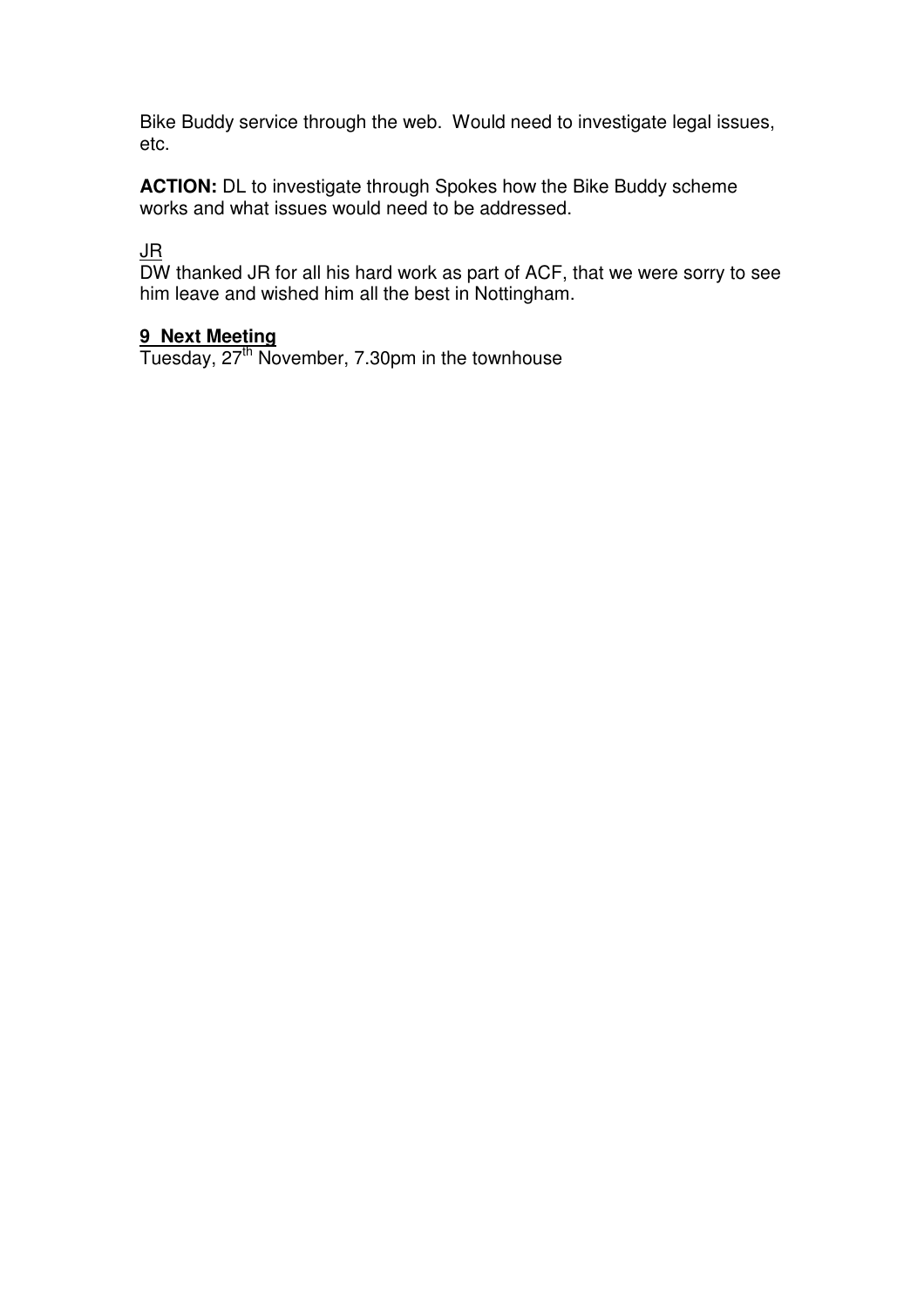Bike Buddy service through the web.  Would need to investigate legal issues, etc.

**ACTION:** DL to investigate through Spokes how the Bike Buddy scheme works and what issues would need to be addressed.

JR

DW thanked JR for all his hard work as part of ACF, that we were sorry to see him leave and wished him all the best in Nottingham.

**9  Next Meeting**

Tuesday, 27th November, 7.30pm in the townhouse